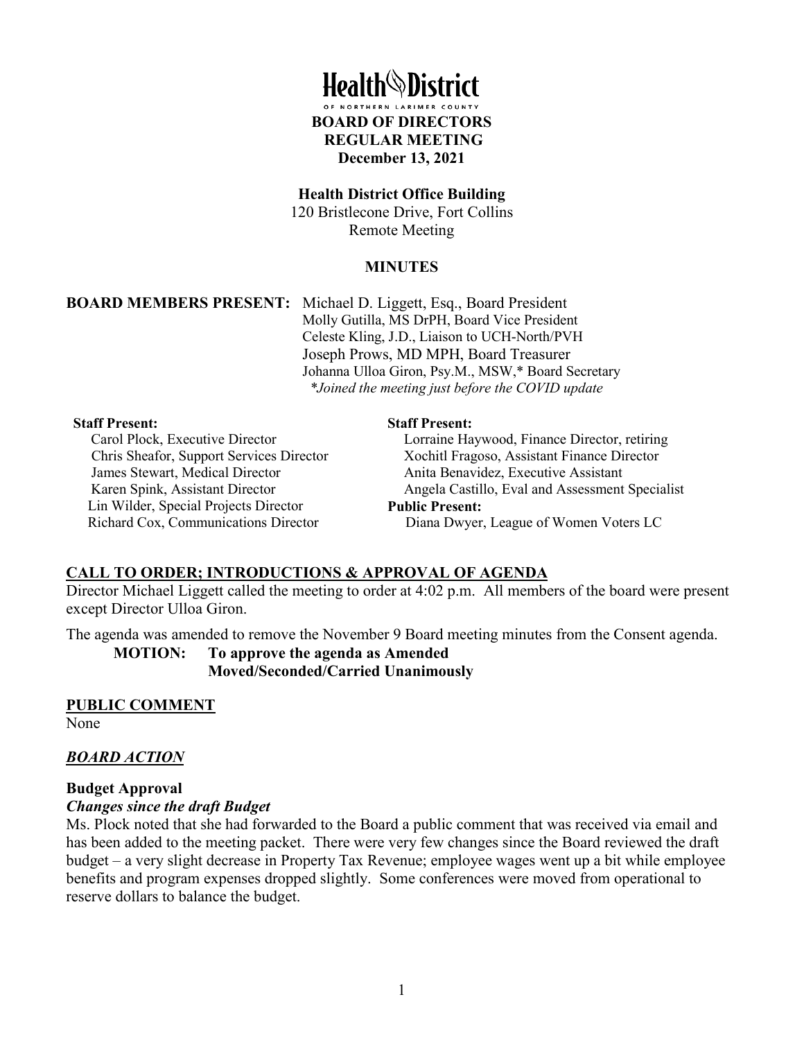# Health District

OF NORTHERN LARIMER COUNTY

**BOARD OF DIRECTORS**
**REGULAR MEETING**
**December 13, 2021**

**Health District Office Building**
120 Bristlecone Drive, Fort Collins
Remote Meeting

**MINUTES**

**BOARD MEMBERS PRESENT:** Michael D. Liggett, Esq., Board President
Molly Gutilla, MS DrPH, Board Vice President
Celeste Kling, J.D., Liaison to UCH-North/PVH
Joseph Prows, MD MPH, Board Treasurer
Johanna Ulloa Giron, Psy.M., MSW,* Board Secretary
*\*Joined the meeting just before the COVID update*

**Staff Present:**
Carol Plock, Executive Director
Chris Sheafor, Support Services Director
James Stewart, Medical Director
Karen Spink, Assistant Director
Lin Wilder, Special Projects Director
Richard Cox, Communications Director

**Staff Present:**
Lorraine Haywood, Finance Director, retiring
Xochitl Fragoso, Assistant Finance Director
Anita Benavidez, Executive Assistant
Angela Castillo, Eval and Assessment Specialist

**Public Present:**
Diana Dwyer, League of Women Voters LC

## CALL TO ORDER; INTRODUCTIONS & APPROVAL OF AGENDA

Director Michael Liggett called the meeting to order at 4:02 p.m. All members of the board were present except Director Ulloa Giron.

The agenda was amended to remove the November 9 Board meeting minutes from the Consent agenda.

**MOTION: To approve the agenda as Amended**
**Moved/Seconded/Carried Unanimously**

## PUBLIC COMMENT

None

## *BOARD ACTION*

### Budget Approval

#### *Changes since the draft Budget*

Ms. Plock noted that she had forwarded to the Board a public comment that was received via email and has been added to the meeting packet. There were very few changes since the Board reviewed the draft budget – a very slight decrease in Property Tax Revenue; employee wages went up a bit while employee benefits and program expenses dropped slightly. Some conferences were moved from operational to reserve dollars to balance the budget.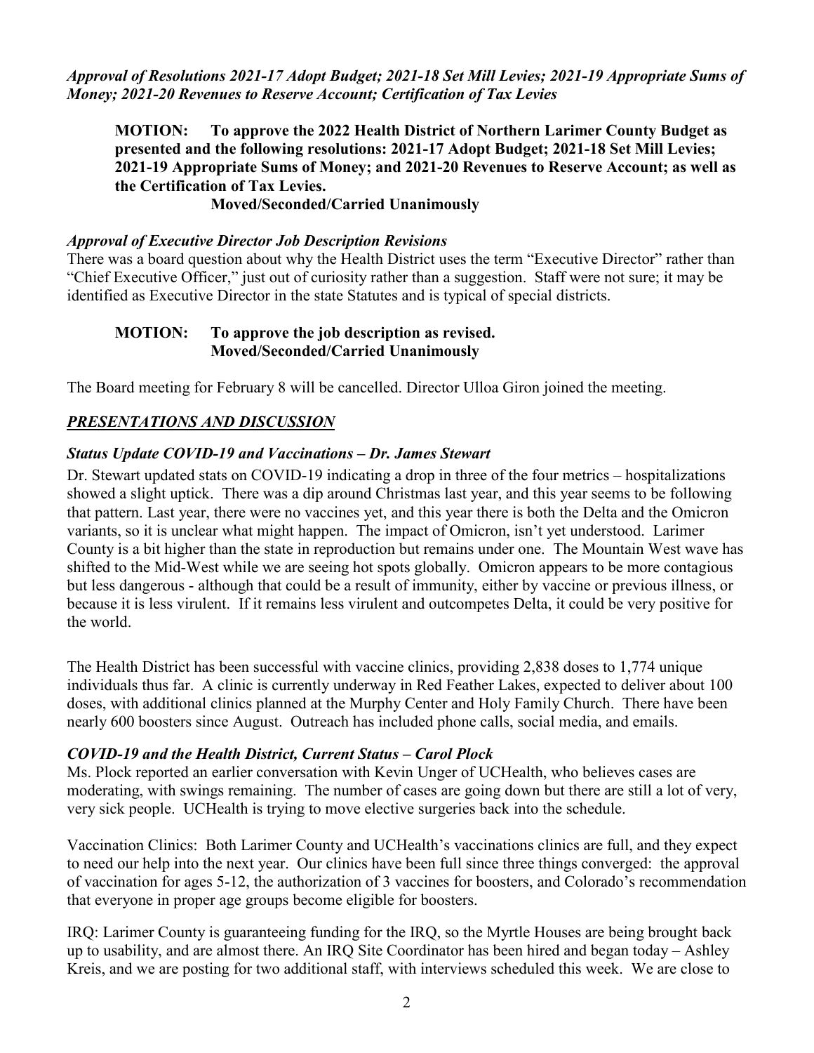*Approval of Resolutions 2021-17 Adopt Budget; 2021-18 Set Mill Levies; 2021-19 Appropriate Sums of Money; 2021-20 Revenues to Reserve Account; Certification of Tax Levies*

> **MOTION: To approve the 2022 Health District of Northern Larimer County Budget as presented and the following resolutions: 2021-17 Adopt Budget; 2021-18 Set Mill Levies; 2021-19 Appropriate Sums of Money; and 2021-20 Revenues to Reserve Account; as well as the Certification of Tax Levies.**
> **Moved/Seconded/Carried Unanimously**

*Approval of Executive Director Job Description Revisions*

There was a board question about why the Health District uses the term "Executive Director" rather than "Chief Executive Officer," just out of curiosity rather than a suggestion. Staff were not sure; it may be identified as Executive Director in the state Statutes and is typical of special districts.

> **MOTION: To approve the job description as revised.**
> **Moved/Seconded/Carried Unanimously**

The Board meeting for February 8 will be cancelled. Director Ulloa Giron joined the meeting.

## *PRESENTATIONS AND DISCUSSION*

*Status Update COVID-19 and Vaccinations – Dr. James Stewart*

Dr. Stewart updated stats on COVID-19 indicating a drop in three of the four metrics – hospitalizations showed a slight uptick. There was a dip around Christmas last year, and this year seems to be following that pattern. Last year, there were no vaccines yet, and this year there is both the Delta and the Omicron variants, so it is unclear what might happen. The impact of Omicron, isn't yet understood. Larimer County is a bit higher than the state in reproduction but remains under one. The Mountain West wave has shifted to the Mid-West while we are seeing hot spots globally. Omicron appears to be more contagious but less dangerous - although that could be a result of immunity, either by vaccine or previous illness, or because it is less virulent. If it remains less virulent and outcompetes Delta, it could be very positive for the world.

The Health District has been successful with vaccine clinics, providing 2,838 doses to 1,774 unique individuals thus far. A clinic is currently underway in Red Feather Lakes, expected to deliver about 100 doses, with additional clinics planned at the Murphy Center and Holy Family Church. There have been nearly 600 boosters since August. Outreach has included phone calls, social media, and emails.

*COVID-19 and the Health District, Current Status – Carol Plock*

Ms. Plock reported an earlier conversation with Kevin Unger of UCHealth, who believes cases are moderating, with swings remaining. The number of cases are going down but there are still a lot of very, very sick people. UCHealth is trying to move elective surgeries back into the schedule.

Vaccination Clinics: Both Larimer County and UCHealth's vaccinations clinics are full, and they expect to need our help into the next year. Our clinics have been full since three things converged: the approval of vaccination for ages 5-12, the authorization of 3 vaccines for boosters, and Colorado's recommendation that everyone in proper age groups become eligible for boosters.

IRQ: Larimer County is guaranteeing funding for the IRQ, so the Myrtle Houses are being brought back up to usability, and are almost there. An IRQ Site Coordinator has been hired and began today – Ashley Kreis, and we are posting for two additional staff, with interviews scheduled this week. We are close to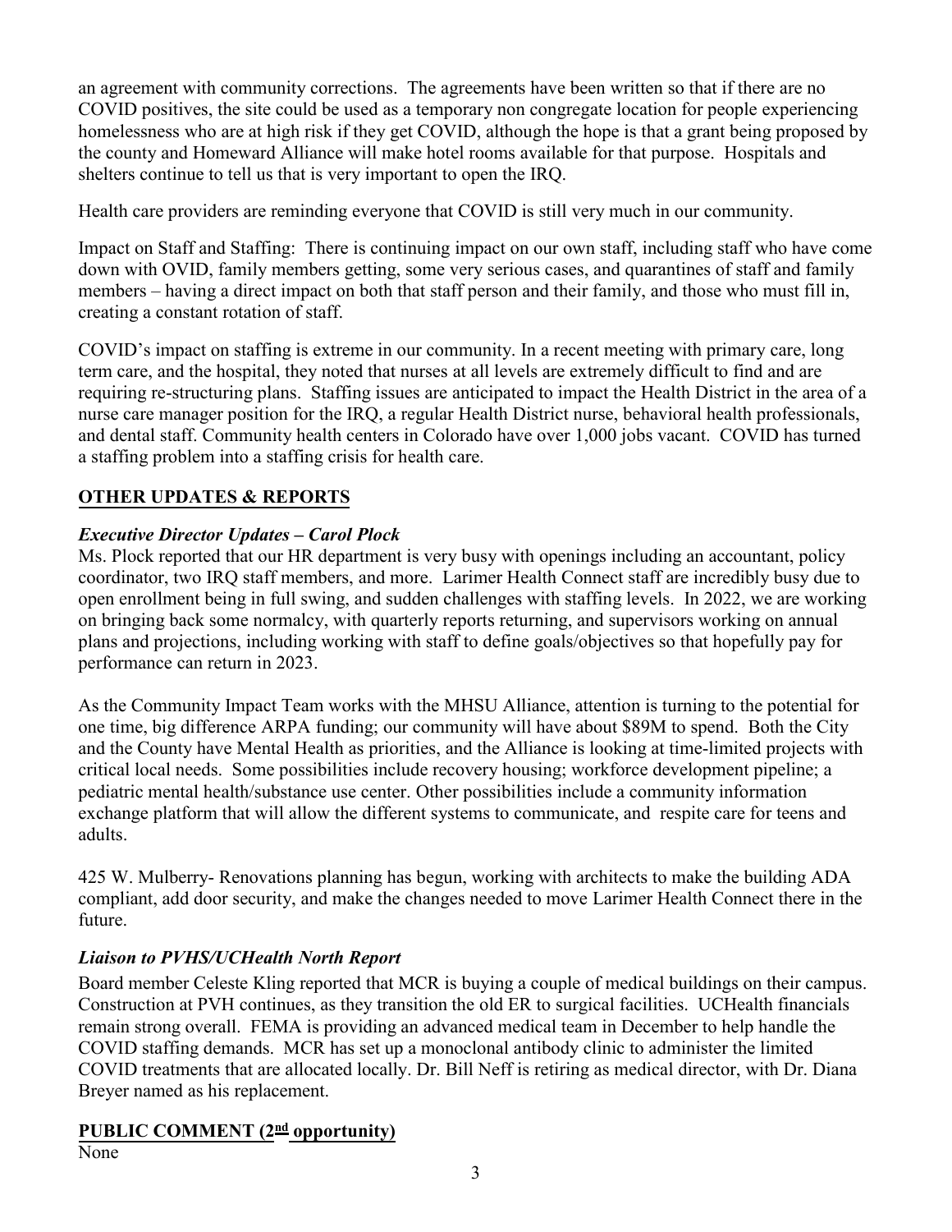an agreement with community corrections. The agreements have been written so that if there are no COVID positives, the site could be used as a temporary non congregate location for people experiencing homelessness who are at high risk if they get COVID, although the hope is that a grant being proposed by the county and Homeward Alliance will make hotel rooms available for that purpose. Hospitals and shelters continue to tell us that is very important to open the IRQ.

Health care providers are reminding everyone that COVID is still very much in our community.

Impact on Staff and Staffing: There is continuing impact on our own staff, including staff who have come down with OVID, family members getting, some very serious cases, and quarantines of staff and family members – having a direct impact on both that staff person and their family, and those who must fill in, creating a constant rotation of staff.

COVID's impact on staffing is extreme in our community. In a recent meeting with primary care, long term care, and the hospital, they noted that nurses at all levels are extremely difficult to find and are requiring re-structuring plans. Staffing issues are anticipated to impact the Health District in the area of a nurse care manager position for the IRQ, a regular Health District nurse, behavioral health professionals, and dental staff. Community health centers in Colorado have over 1,000 jobs vacant. COVID has turned a staffing problem into a staffing crisis for health care.

## OTHER UPDATES & REPORTS

### *Executive Director Updates – Carol Plock*

Ms. Plock reported that our HR department is very busy with openings including an accountant, policy coordinator, two IRQ staff members, and more. Larimer Health Connect staff are incredibly busy due to open enrollment being in full swing, and sudden challenges with staffing levels. In 2022, we are working on bringing back some normalcy, with quarterly reports returning, and supervisors working on annual plans and projections, including working with staff to define goals/objectives so that hopefully pay for performance can return in 2023.

As the Community Impact Team works with the MHSU Alliance, attention is turning to the potential for one time, big difference ARPA funding; our community will have about $89M to spend. Both the City and the County have Mental Health as priorities, and the Alliance is looking at time-limited projects with critical local needs. Some possibilities include recovery housing; workforce development pipeline; a pediatric mental health/substance use center. Other possibilities include a community information exchange platform that will allow the different systems to communicate, and respite care for teens and adults.

425 W. Mulberry- Renovations planning has begun, working with architects to make the building ADA compliant, add door security, and make the changes needed to move Larimer Health Connect there in the future.

### *Liaison to PVHS/UCHealth North Report*

Board member Celeste Kling reported that MCR is buying a couple of medical buildings on their campus. Construction at PVH continues, as they transition the old ER to surgical facilities. UCHealth financials remain strong overall. FEMA is providing an advanced medical team in December to help handle the COVID staffing demands. MCR has set up a monoclonal antibody clinic to administer the limited COVID treatments that are allocated locally. Dr. Bill Neff is retiring as medical director, with Dr. Diana Breyer named as his replacement.

## PUBLIC COMMENT (2nd opportunity)

None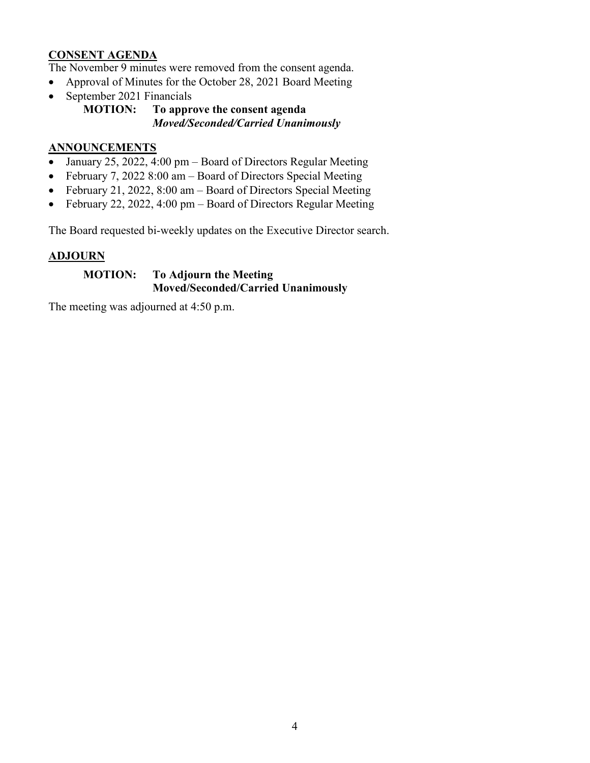## CONSENT AGENDA

The November 9 minutes were removed from the consent agenda.

- Approval of Minutes for the October 28, 2021 Board Meeting
- September 2021 Financials

**MOTION: To approve the consent agenda**
***Moved/Seconded/Carried Unanimously***

## ANNOUNCEMENTS

- January 25, 2022, 4:00 pm – Board of Directors Regular Meeting
- February 7, 2022 8:00 am – Board of Directors Special Meeting
- February 21, 2022, 8:00 am – Board of Directors Special Meeting
- February 22, 2022, 4:00 pm – Board of Directors Regular Meeting

The Board requested bi-weekly updates on the Executive Director search.

## ADJOURN

**MOTION: To Adjourn the Meeting**
**Moved/Seconded/Carried Unanimously**

The meeting was adjourned at 4:50 p.m.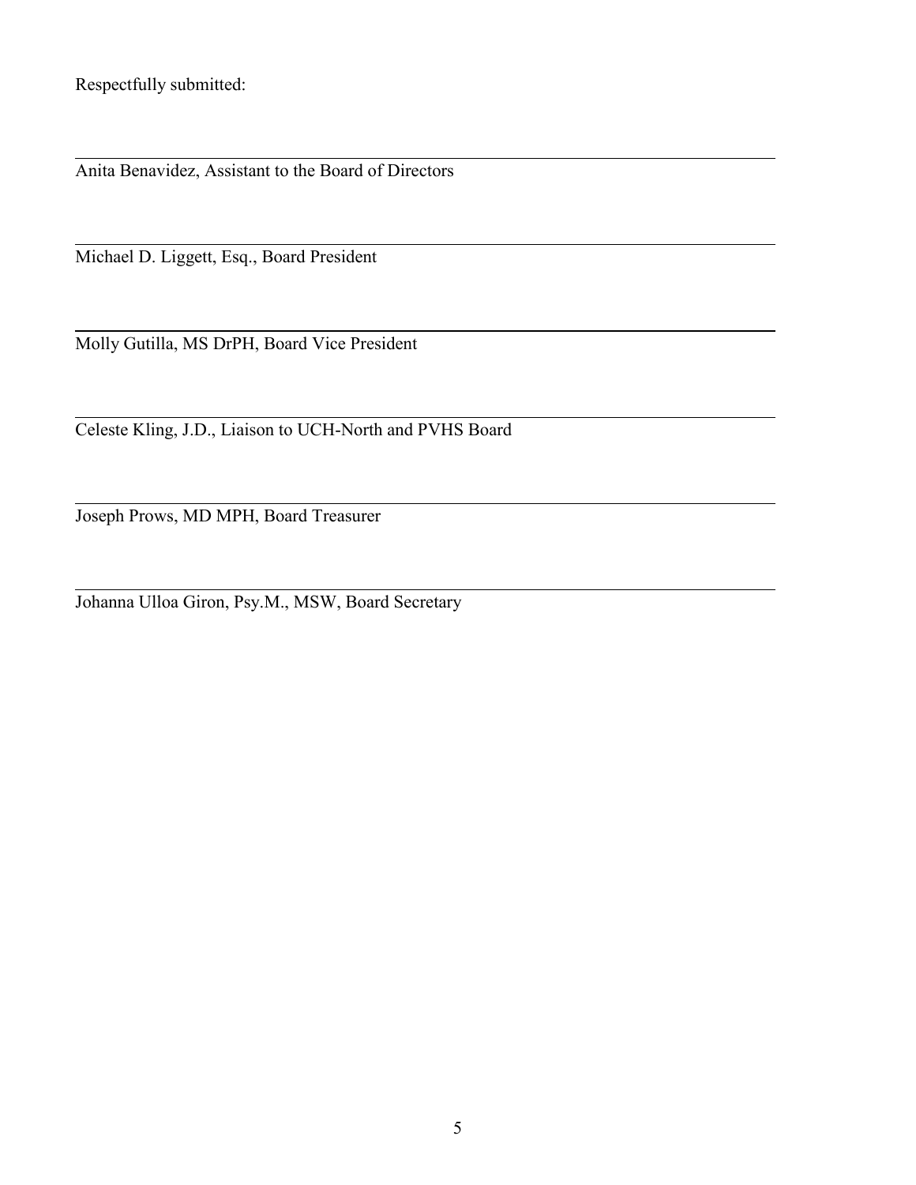Respectfully submitted:

\_\_\_\_\_\_\_\_\_\_\_\_\_\_\_\_\_\_\_\_\_\_\_\_\_\_\_\_\_\_\_\_\_\_\_\_\_\_\_\_\_\_\_\_\_\_\_\_\_\_\_\_\_\_\_\_\_\_\_\_

Anita Benavidez, Assistant to the Board of Directors

\_\_\_\_\_\_\_\_\_\_\_\_\_\_\_\_\_\_\_\_\_\_\_\_\_\_\_\_\_\_\_\_\_\_\_\_\_\_\_\_\_\_\_\_\_\_\_\_\_\_\_\_\_\_\_\_\_\_\_\_

Michael D. Liggett, Esq., Board President

\_\_\_\_\_\_\_\_\_\_\_\_\_\_\_\_\_\_\_\_\_\_\_\_\_\_\_\_\_\_\_\_\_\_\_\_\_\_\_\_\_\_\_\_\_\_\_\_\_\_\_\_\_\_\_\_\_\_\_\_

Molly Gutilla, MS DrPH, Board Vice President

\_\_\_\_\_\_\_\_\_\_\_\_\_\_\_\_\_\_\_\_\_\_\_\_\_\_\_\_\_\_\_\_\_\_\_\_\_\_\_\_\_\_\_\_\_\_\_\_\_\_\_\_\_\_\_\_\_\_\_\_

Celeste Kling, J.D., Liaison to UCH-North and PVHS Board

\_\_\_\_\_\_\_\_\_\_\_\_\_\_\_\_\_\_\_\_\_\_\_\_\_\_\_\_\_\_\_\_\_\_\_\_\_\_\_\_\_\_\_\_\_\_\_\_\_\_\_\_\_\_\_\_\_\_\_\_

Joseph Prows, MD MPH, Board Treasurer

\_\_\_\_\_\_\_\_\_\_\_\_\_\_\_\_\_\_\_\_\_\_\_\_\_\_\_\_\_\_\_\_\_\_\_\_\_\_\_\_\_\_\_\_\_\_\_\_\_\_\_\_\_\_\_\_\_\_\_\_

Johanna Ulloa Giron, Psy.M., MSW, Board Secretary